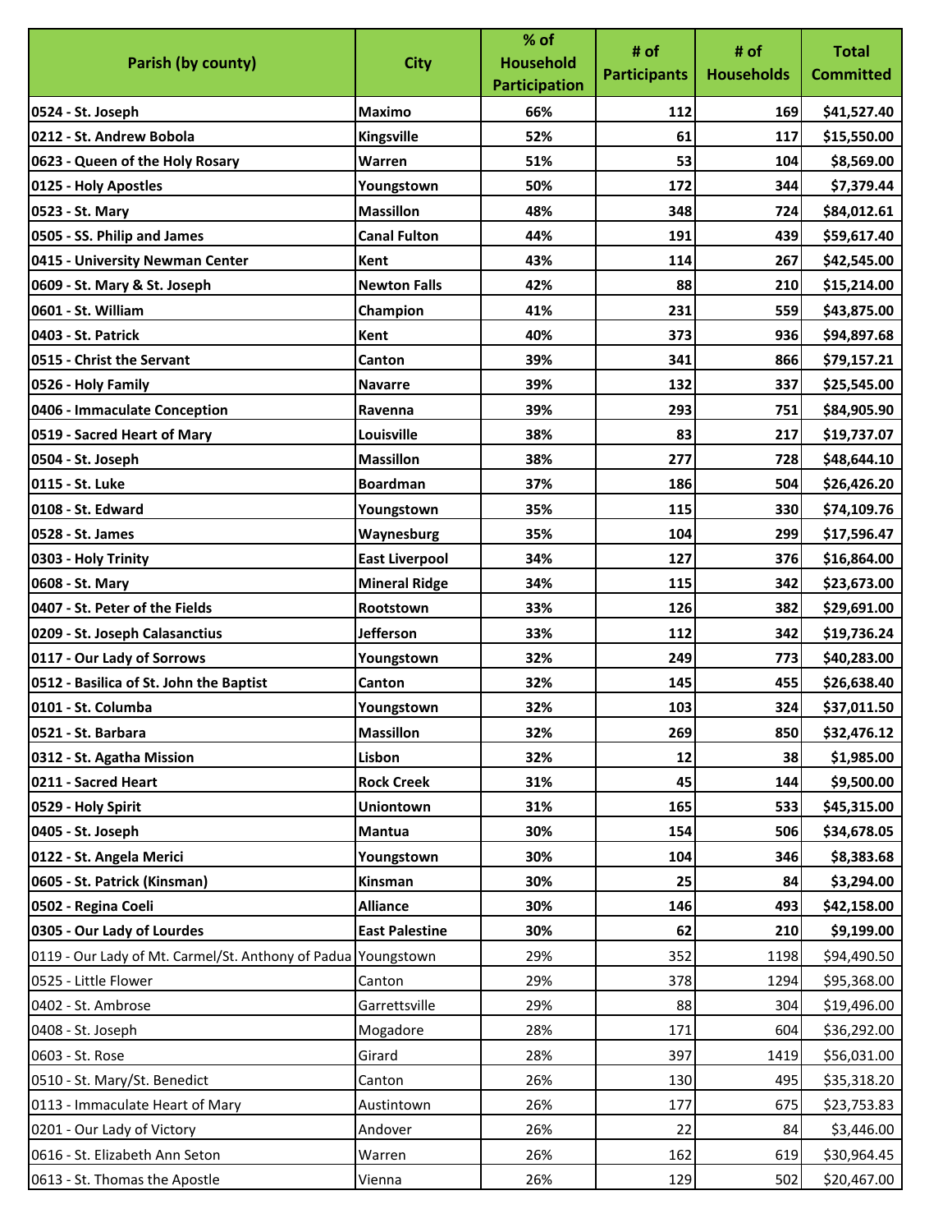| Parish (by county) | City | % of Household Participation | # of Participants | # of Households | Total Committed |
|---|---|---|---|---|---|
| **0524 - St. Joseph** | **Maximo** | **66%** | **112** | **169** | **$41,527.40** |
| **0212 - St. Andrew Bobola** | **Kingsville** | **52%** | **61** | **117** | **$15,550.00** |
| **0623 - Queen of the Holy Rosary** | **Warren** | **51%** | **53** | **104** | **$8,569.00** |
| **0125 - Holy Apostles** | **Youngstown** | **50%** | **172** | **344** | **$7,379.44** |
| **0523 - St. Mary** | **Massillon** | **48%** | **348** | **724** | **$84,012.61** |
| **0505 - SS. Philip and James** | **Canal Fulton** | **44%** | **191** | **439** | **$59,617.40** |
| **0415 - University Newman Center** | **Kent** | **43%** | **114** | **267** | **$42,545.00** |
| **0609 - St. Mary & St. Joseph** | **Newton Falls** | **42%** | **88** | **210** | **$15,214.00** |
| **0601 - St. William** | **Champion** | **41%** | **231** | **559** | **$43,875.00** |
| **0403 - St. Patrick** | **Kent** | **40%** | **373** | **936** | **$94,897.68** |
| **0515 - Christ the Servant** | **Canton** | **39%** | **341** | **866** | **$79,157.21** |
| **0526 - Holy Family** | **Navarre** | **39%** | **132** | **337** | **$25,545.00** |
| **0406 - Immaculate Conception** | **Ravenna** | **39%** | **293** | **751** | **$84,905.90** |
| **0519 - Sacred Heart of Mary** | **Louisville** | **38%** | **83** | **217** | **$19,737.07** |
| **0504 - St. Joseph** | **Massillon** | **38%** | **277** | **728** | **$48,644.10** |
| **0115 - St. Luke** | **Boardman** | **37%** | **186** | **504** | **$26,426.20** |
| **0108 - St. Edward** | **Youngstown** | **35%** | **115** | **330** | **$74,109.76** |
| **0528 - St. James** | **Waynesburg** | **35%** | **104** | **299** | **$17,596.47** |
| **0303 - Holy Trinity** | **East Liverpool** | **34%** | **127** | **376** | **$16,864.00** |
| **0608 - St. Mary** | **Mineral Ridge** | **34%** | **115** | **342** | **$23,673.00** |
| **0407 - St. Peter of the Fields** | **Rootstown** | **33%** | **126** | **382** | **$29,691.00** |
| **0209 - St. Joseph Calasanctius** | **Jefferson** | **33%** | **112** | **342** | **$19,736.24** |
| **0117 - Our Lady of Sorrows** | **Youngstown** | **32%** | **249** | **773** | **$40,283.00** |
| **0512 - Basilica of St. John the Baptist** | **Canton** | **32%** | **145** | **455** | **$26,638.40** |
| **0101 - St. Columba** | **Youngstown** | **32%** | **103** | **324** | **$37,011.50** |
| **0521 - St. Barbara** | **Massillon** | **32%** | **269** | **850** | **$32,476.12** |
| **0312 - St. Agatha Mission** | **Lisbon** | **32%** | **12** | **38** | **$1,985.00** |
| **0211 - Sacred Heart** | **Rock Creek** | **31%** | **45** | **144** | **$9,500.00** |
| **0529 - Holy Spirit** | **Uniontown** | **31%** | **165** | **533** | **$45,315.00** |
| **0405 - St. Joseph** | **Mantua** | **30%** | **154** | **506** | **$34,678.05** |
| **0122 - St. Angela Merici** | **Youngstown** | **30%** | **104** | **346** | **$8,383.68** |
| **0605 - St. Patrick (Kinsman)** | **Kinsman** | **30%** | **25** | **84** | **$3,294.00** |
| **0502 - Regina Coeli** | **Alliance** | **30%** | **146** | **493** | **$42,158.00** |
| **0305 - Our Lady of Lourdes** | **East Palestine** | **30%** | **62** | **210** | **$9,199.00** |
| 0119 - Our Lady of Mt. Carmel/St. Anthony of Padua | Youngstown | 29% | 352 | 1198 | $94,490.50 |
| 0525 - Little Flower | Canton | 29% | 378 | 1294 | $95,368.00 |
| 0402 - St. Ambrose | Garrettsville | 29% | 88 | 304 | $19,496.00 |
| 0408 - St. Joseph | Mogadore | 28% | 171 | 604 | $36,292.00 |
| 0603 - St. Rose | Girard | 28% | 397 | 1419 | $56,031.00 |
| 0510 - St. Mary/St. Benedict | Canton | 26% | 130 | 495 | $35,318.20 |
| 0113 - Immaculate Heart of Mary | Austintown | 26% | 177 | 675 | $23,753.83 |
| 0201 - Our Lady of Victory | Andover | 26% | 22 | 84 | $3,446.00 |
| 0616 - St. Elizabeth Ann Seton | Warren | 26% | 162 | 619 | $30,964.45 |
| 0613 - St. Thomas the Apostle | Vienna | 26% | 129 | 502 | $20,467.00 |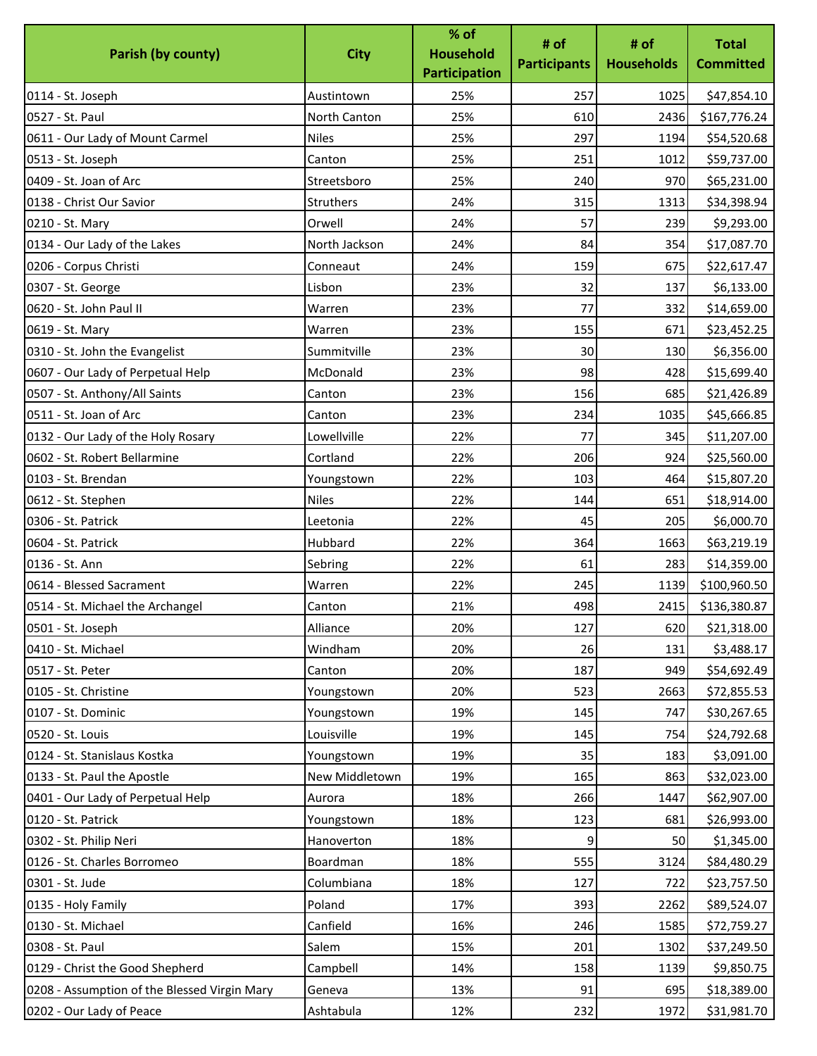| Parish (by county) | City | % of Household Participation | # of Participants | # of Households | Total Committed |
|---|---|---|---|---|---|
| 0114 - St. Joseph | Austintown | 25% | 257 | 1025 | $47,854.10 |
| 0527 - St. Paul | North Canton | 25% | 610 | 2436 | $167,776.24 |
| 0611 - Our Lady of Mount Carmel | Niles | 25% | 297 | 1194 | $54,520.68 |
| 0513 - St. Joseph | Canton | 25% | 251 | 1012 | $59,737.00 |
| 0409 - St. Joan of Arc | Streetsboro | 25% | 240 | 970 | $65,231.00 |
| 0138 - Christ Our Savior | Struthers | 24% | 315 | 1313 | $34,398.94 |
| 0210 - St. Mary | Orwell | 24% | 57 | 239 | $9,293.00 |
| 0134 - Our Lady of the Lakes | North Jackson | 24% | 84 | 354 | $17,087.70 |
| 0206 - Corpus Christi | Conneaut | 24% | 159 | 675 | $22,617.47 |
| 0307 - St. George | Lisbon | 23% | 32 | 137 | $6,133.00 |
| 0620 - St. John Paul II | Warren | 23% | 77 | 332 | $14,659.00 |
| 0619 - St. Mary | Warren | 23% | 155 | 671 | $23,452.25 |
| 0310 - St. John the Evangelist | Summitville | 23% | 30 | 130 | $6,356.00 |
| 0607 - Our Lady of Perpetual Help | McDonald | 23% | 98 | 428 | $15,699.40 |
| 0507 - St. Anthony/All Saints | Canton | 23% | 156 | 685 | $21,426.89 |
| 0511 - St. Joan of Arc | Canton | 23% | 234 | 1035 | $45,666.85 |
| 0132 - Our Lady of the Holy Rosary | Lowellville | 22% | 77 | 345 | $11,207.00 |
| 0602 - St. Robert Bellarmine | Cortland | 22% | 206 | 924 | $25,560.00 |
| 0103 - St. Brendan | Youngstown | 22% | 103 | 464 | $15,807.20 |
| 0612 - St. Stephen | Niles | 22% | 144 | 651 | $18,914.00 |
| 0306 - St. Patrick | Leetonia | 22% | 45 | 205 | $6,000.70 |
| 0604 - St. Patrick | Hubbard | 22% | 364 | 1663 | $63,219.19 |
| 0136 - St. Ann | Sebring | 22% | 61 | 283 | $14,359.00 |
| 0614 - Blessed Sacrament | Warren | 22% | 245 | 1139 | $100,960.50 |
| 0514 - St. Michael the Archangel | Canton | 21% | 498 | 2415 | $136,380.87 |
| 0501 - St. Joseph | Alliance | 20% | 127 | 620 | $21,318.00 |
| 0410 - St. Michael | Windham | 20% | 26 | 131 | $3,488.17 |
| 0517 - St. Peter | Canton | 20% | 187 | 949 | $54,692.49 |
| 0105 - St. Christine | Youngstown | 20% | 523 | 2663 | $72,855.53 |
| 0107 - St. Dominic | Youngstown | 19% | 145 | 747 | $30,267.65 |
| 0520 - St. Louis | Louisville | 19% | 145 | 754 | $24,792.68 |
| 0124 - St. Stanislaus Kostka | Youngstown | 19% | 35 | 183 | $3,091.00 |
| 0133 - St. Paul the Apostle | New Middletown | 19% | 165 | 863 | $32,023.00 |
| 0401 - Our Lady of Perpetual Help | Aurora | 18% | 266 | 1447 | $62,907.00 |
| 0120 - St. Patrick | Youngstown | 18% | 123 | 681 | $26,993.00 |
| 0302 - St. Philip Neri | Hanoverton | 18% | 9 | 50 | $1,345.00 |
| 0126 - St. Charles Borromeo | Boardman | 18% | 555 | 3124 | $84,480.29 |
| 0301 - St. Jude | Columbiana | 18% | 127 | 722 | $23,757.50 |
| 0135 - Holy Family | Poland | 17% | 393 | 2262 | $89,524.07 |
| 0130 - St. Michael | Canfield | 16% | 246 | 1585 | $72,759.27 |
| 0308 - St. Paul | Salem | 15% | 201 | 1302 | $37,249.50 |
| 0129 - Christ the Good Shepherd | Campbell | 14% | 158 | 1139 | $9,850.75 |
| 0208 - Assumption of the Blessed Virgin Mary | Geneva | 13% | 91 | 695 | $18,389.00 |
| 0202 - Our Lady of Peace | Ashtabula | 12% | 232 | 1972 | $31,981.70 |